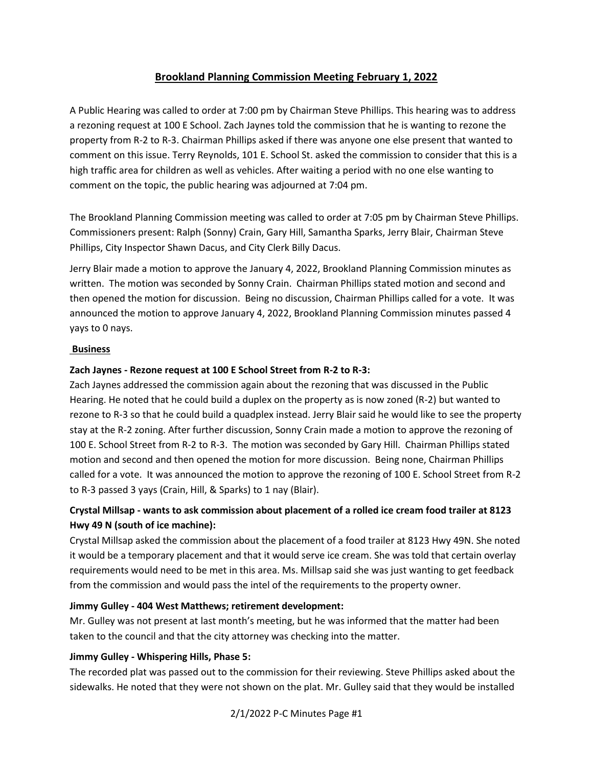# Brookland Planning Commission Meeting February 1, 2022

A Public Hearing was called to order at 7:00 pm by Chairman Steve Phillips. This hearing was to address a rezoning request at 100 E School. Zach Jaynes told the commission that he is wanting to rezone the property from R-2 to R-3. Chairman Phillips asked if there was anyone one else present that wanted to comment on this issue. Terry Reynolds, 101 E. School St. asked the commission to consider that this is a high traffic area for children as well as vehicles. After waiting a period with no one else wanting to comment on the topic, the public hearing was adjourned at 7:04 pm.

The Brookland Planning Commission meeting was called to order at 7:05 pm by Chairman Steve Phillips. Commissioners present: Ralph (Sonny) Crain, Gary Hill, Samantha Sparks, Jerry Blair, Chairman Steve Phillips, City Inspector Shawn Dacus, and City Clerk Billy Dacus.

Jerry Blair made a motion to approve the January 4, 2022, Brookland Planning Commission minutes as written. The motion was seconded by Sonny Crain. Chairman Phillips stated motion and second and then opened the motion for discussion. Being no discussion, Chairman Phillips called for a vote. It was announced the motion to approve January 4, 2022, Brookland Planning Commission minutes passed 4 yays to 0 nays.

## Business

**Zach Jaynes - Rezone request at 100 E School Street from R-2 to R-3:**

Zach Jaynes addressed the commission again about the rezoning that was discussed in the Public Hearing. He noted that he could build a duplex on the property as is now zoned (R-2) but wanted to rezone to R-3 so that he could build a quadplex instead. Jerry Blair said he would like to see the property stay at the R-2 zoning. After further discussion, Sonny Crain made a motion to approve the rezoning of 100 E. School Street from R-2 to R-3. The motion was seconded by Gary Hill. Chairman Phillips stated motion and second and then opened the motion for more discussion. Being none, Chairman Phillips called for a vote. It was announced the motion to approve the rezoning of 100 E. School Street from R-2 to R-3 passed 3 yays (Crain, Hill, & Sparks) to 1 nay (Blair).

**Crystal Millsap - wants to ask commission about placement of a rolled ice cream food trailer at 8123 Hwy 49 N (south of ice machine):**

Crystal Millsap asked the commission about the placement of a food trailer at 8123 Hwy 49N. She noted it would be a temporary placement and that it would serve ice cream. She was told that certain overlay requirements would need to be met in this area. Ms. Millsap said she was just wanting to get feedback from the commission and would pass the intel of the requirements to the property owner.

**Jimmy Gulley - 404 West Matthews; retirement development:**

Mr. Gulley was not present at last month's meeting, but he was informed that the matter had been taken to the council and that the city attorney was checking into the matter.

**Jimmy Gulley - Whispering Hills, Phase 5:**

The recorded plat was passed out to the commission for their reviewing. Steve Phillips asked about the sidewalks. He noted that they were not shown on the plat. Mr. Gulley said that they would be installed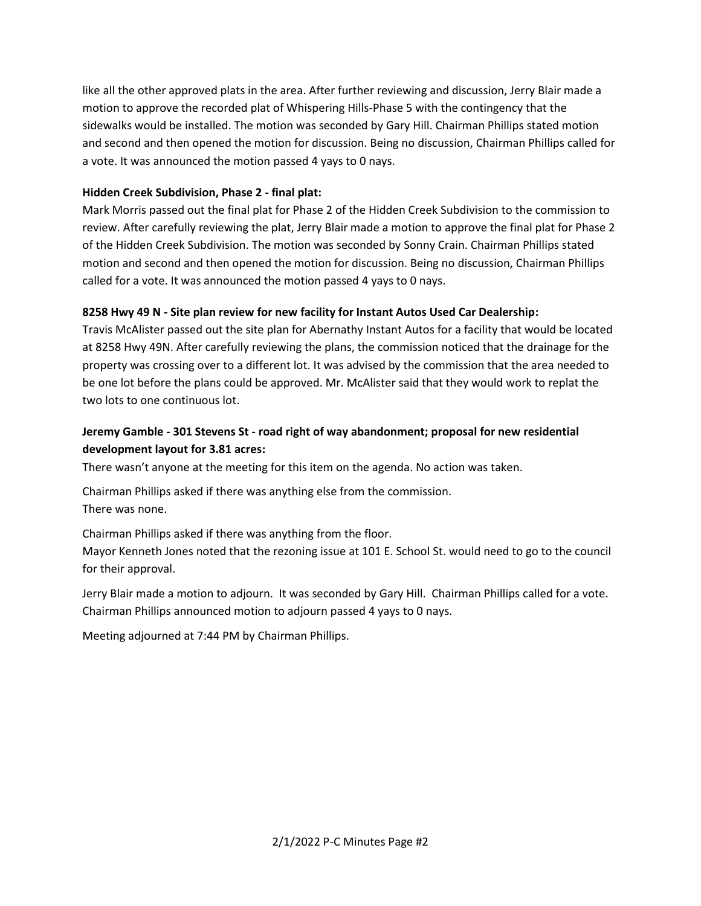like all the other approved plats in the area. After further reviewing and discussion, Jerry Blair made a motion to approve the recorded plat of Whispering Hills-Phase 5 with the contingency that the sidewalks would be installed. The motion was seconded by Gary Hill. Chairman Phillips stated motion and second and then opened the motion for discussion. Being no discussion, Chairman Phillips called for a vote. It was announced the motion passed 4 yays to 0 nays.

**Hidden Creek Subdivision, Phase 2 - final plat:**

Mark Morris passed out the final plat for Phase 2 of the Hidden Creek Subdivision to the commission to review. After carefully reviewing the plat, Jerry Blair made a motion to approve the final plat for Phase 2 of the Hidden Creek Subdivision. The motion was seconded by Sonny Crain. Chairman Phillips stated motion and second and then opened the motion for discussion. Being no discussion, Chairman Phillips called for a vote. It was announced the motion passed 4 yays to 0 nays.

**8258 Hwy 49 N - Site plan review for new facility for Instant Autos Used Car Dealership:**

Travis McAlister passed out the site plan for Abernathy Instant Autos for a facility that would be located at 8258 Hwy 49N. After carefully reviewing the plans, the commission noticed that the drainage for the property was crossing over to a different lot. It was advised by the commission that the area needed to be one lot before the plans could be approved. Mr. McAlister said that they would work to replat the two lots to one continuous lot.

**Jeremy Gamble - 301 Stevens St - road right of way abandonment; proposal for new residential development layout for 3.81 acres:**

There wasn't anyone at the meeting for this item on the agenda. No action was taken.

Chairman Phillips asked if there was anything else from the commission.
There was none.

Chairman Phillips asked if there was anything from the floor.
Mayor Kenneth Jones noted that the rezoning issue at 101 E. School St. would need to go to the council for their approval.

Jerry Blair made a motion to adjourn. It was seconded by Gary Hill. Chairman Phillips called for a vote. Chairman Phillips announced motion to adjourn passed 4 yays to 0 nays.

Meeting adjourned at 7:44 PM by Chairman Phillips.